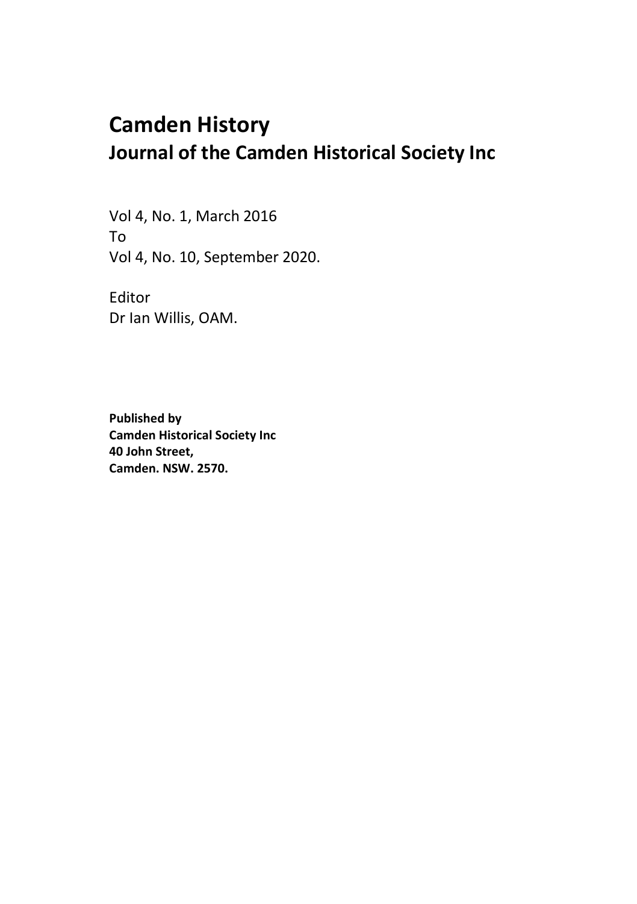# Camden History

## Journal of the Camden Historical Society Inc

Vol 4, No. 1, March 2016
To
Vol 4, No. 10, September 2020.

Editor
Dr Ian Willis, OAM.

**Published by**
**Camden Historical Society Inc**
**40 John Street,**
**Camden. NSW. 2570.**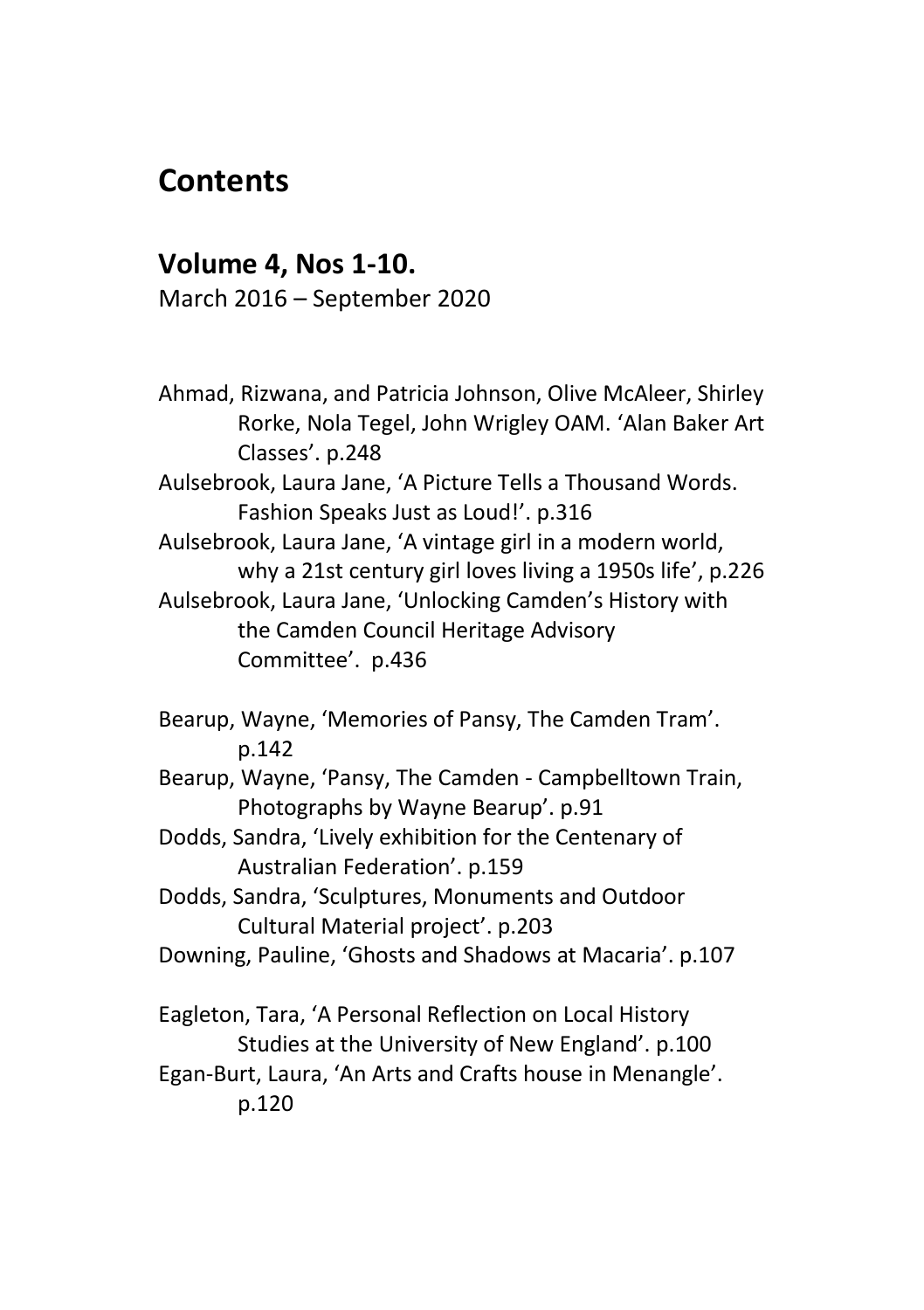# Contents

## Volume 4, Nos 1-10.

March 2016 – September 2020

Ahmad, Rizwana, and Patricia Johnson, Olive McAleer, Shirley Rorke, Nola Tegel, John Wrigley OAM. 'Alan Baker Art Classes'. p.248

Aulsebrook, Laura Jane, 'A Picture Tells a Thousand Words. Fashion Speaks Just as Loud!'. p.316

Aulsebrook, Laura Jane, 'A vintage girl in a modern world, why a 21st century girl loves living a 1950s life', p.226

Aulsebrook, Laura Jane, 'Unlocking Camden's History with the Camden Council Heritage Advisory Committee'. p.436

Bearup, Wayne, 'Memories of Pansy, The Camden Tram'. p.142

Bearup, Wayne, 'Pansy, The Camden - Campbelltown Train, Photographs by Wayne Bearup'. p.91

Dodds, Sandra, 'Lively exhibition for the Centenary of Australian Federation'. p.159

Dodds, Sandra, 'Sculptures, Monuments and Outdoor Cultural Material project'. p.203

Downing, Pauline, 'Ghosts and Shadows at Macaria'. p.107

Eagleton, Tara, 'A Personal Reflection on Local History Studies at the University of New England'. p.100

Egan-Burt, Laura, 'An Arts and Crafts house in Menangle'. p.120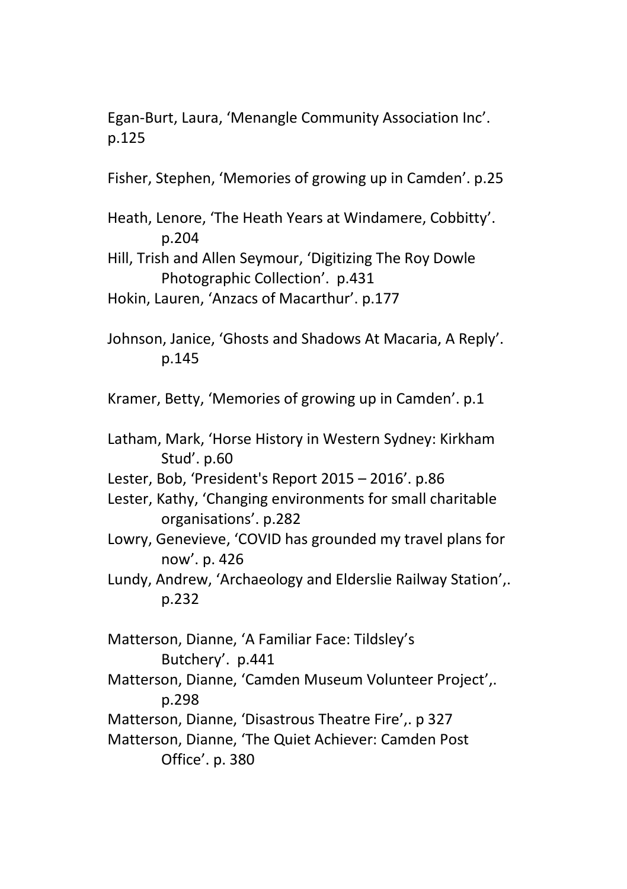Egan-Burt, Laura, 'Menangle Community Association Inc'. p.125

Fisher, Stephen, 'Memories of growing up in Camden'. p.25

Heath, Lenore, 'The Heath Years at Windamere, Cobbitty'. p.204

Hill, Trish and Allen Seymour, 'Digitizing The Roy Dowle Photographic Collection'. p.431

Hokin, Lauren, 'Anzacs of Macarthur'. p.177

Johnson, Janice, 'Ghosts and Shadows At Macaria, A Reply'. p.145

Kramer, Betty, 'Memories of growing up in Camden'. p.1

Latham, Mark, 'Horse History in Western Sydney: Kirkham Stud'. p.60

Lester, Bob, 'President's Report 2015 – 2016'. p.86

Lester, Kathy, 'Changing environments for small charitable organisations'. p.282

Lowry, Genevieve, 'COVID has grounded my travel plans for now'. p. 426

Lundy, Andrew, 'Archaeology and Elderslie Railway Station',. p.232

Matterson, Dianne, 'A Familiar Face: Tildsley's Butchery'. p.441

Matterson, Dianne, 'Camden Museum Volunteer Project',. p.298

Matterson, Dianne, 'Disastrous Theatre Fire',. p 327

Matterson, Dianne, 'The Quiet Achiever: Camden Post Office'. p. 380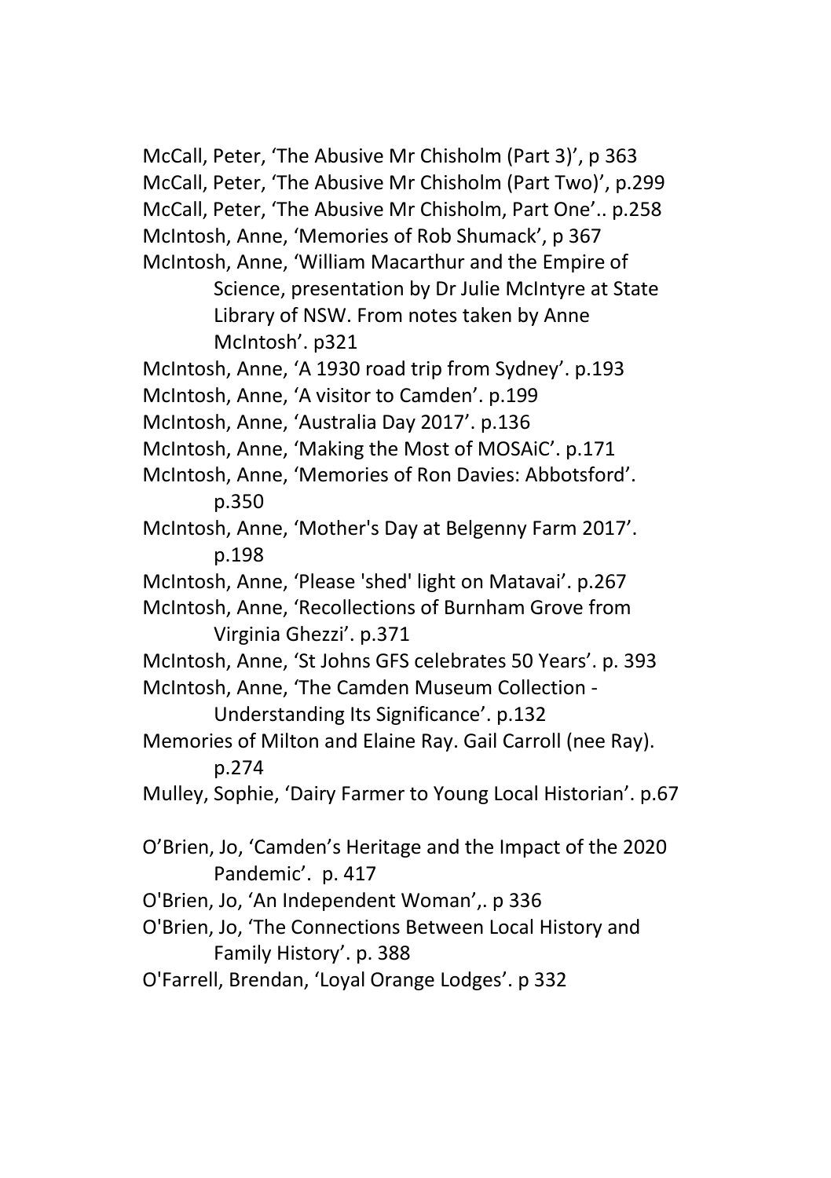McCall, Peter, 'The Abusive Mr Chisholm (Part 3)', p 363

McCall, Peter, 'The Abusive Mr Chisholm (Part Two)', p.299

McCall, Peter, 'The Abusive Mr Chisholm, Part One'.. p.258

McIntosh, Anne, 'Memories of Rob Shumack', p 367

McIntosh, Anne, 'William Macarthur and the Empire of Science, presentation by Dr Julie McIntyre at State Library of NSW. From notes taken by Anne McIntosh'. p321

McIntosh, Anne, 'A 1930 road trip from Sydney'. p.193

McIntosh, Anne, 'A visitor to Camden'. p.199

McIntosh, Anne, 'Australia Day 2017'. p.136

McIntosh, Anne, 'Making the Most of MOSAiC'. p.171

McIntosh, Anne, 'Memories of Ron Davies: Abbotsford'. p.350

McIntosh, Anne, 'Mother's Day at Belgenny Farm 2017'. p.198

McIntosh, Anne, 'Please 'shed' light on Matavai'. p.267

McIntosh, Anne, 'Recollections of Burnham Grove from Virginia Ghezzi'. p.371

McIntosh, Anne, 'St Johns GFS celebrates 50 Years'. p. 393

McIntosh, Anne, 'The Camden Museum Collection - Understanding Its Significance'. p.132

Memories of Milton and Elaine Ray. Gail Carroll (nee Ray). p.274

Mulley, Sophie, 'Dairy Farmer to Young Local Historian'. p.67

O'Brien, Jo, 'Camden's Heritage and the Impact of the 2020 Pandemic'. p. 417

O'Brien, Jo, 'An Independent Woman',. p 336

O'Brien, Jo, 'The Connections Between Local History and Family History'. p. 388

O'Farrell, Brendan, 'Loyal Orange Lodges'. p 332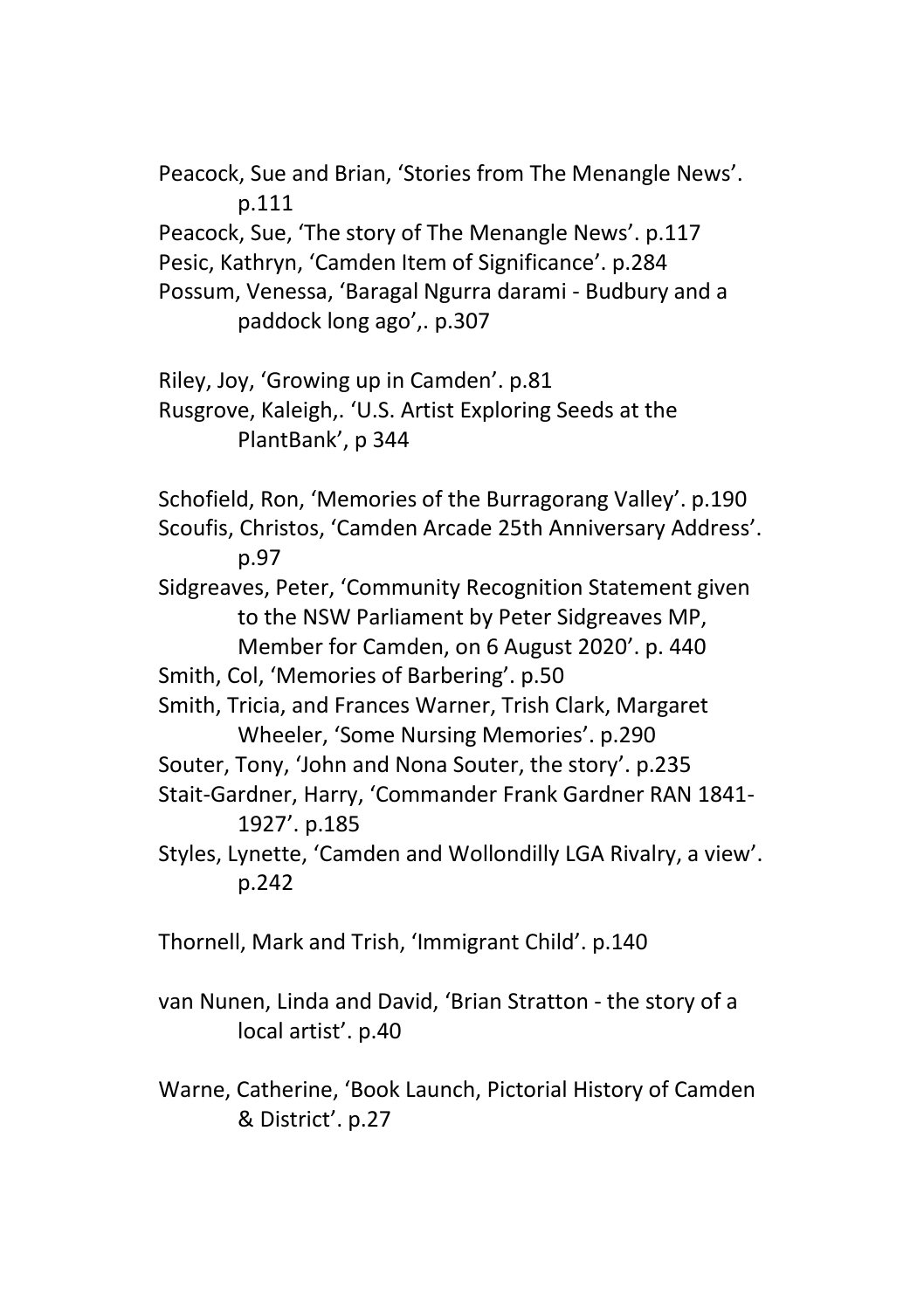Peacock, Sue and Brian, 'Stories from The Menangle News'. p.111

Peacock, Sue, 'The story of The Menangle News'. p.117

Pesic, Kathryn, 'Camden Item of Significance'. p.284

Possum, Venessa, 'Baragal Ngurra darami - Budbury and a paddock long ago',. p.307

Riley, Joy, 'Growing up in Camden'. p.81

Rusgrove, Kaleigh,. 'U.S. Artist Exploring Seeds at the PlantBank', p 344

Schofield, Ron, 'Memories of the Burragorang Valley'. p.190

Scoufis, Christos, 'Camden Arcade 25th Anniversary Address'. p.97

Sidgreaves, Peter, 'Community Recognition Statement given to the NSW Parliament by Peter Sidgreaves MP, Member for Camden, on 6 August 2020'. p. 440

Smith, Col, 'Memories of Barbering'. p.50

Smith, Tricia, and Frances Warner, Trish Clark, Margaret Wheeler, 'Some Nursing Memories'. p.290

Souter, Tony, 'John and Nona Souter, the story'. p.235

Stait-Gardner, Harry, 'Commander Frank Gardner RAN 1841-1927'. p.185

Styles, Lynette, 'Camden and Wollondilly LGA Rivalry, a view'. p.242

Thornell, Mark and Trish, 'Immigrant Child'. p.140

van Nunen, Linda and David, 'Brian Stratton - the story of a local artist'. p.40

Warne, Catherine, 'Book Launch, Pictorial History of Camden & District'. p.27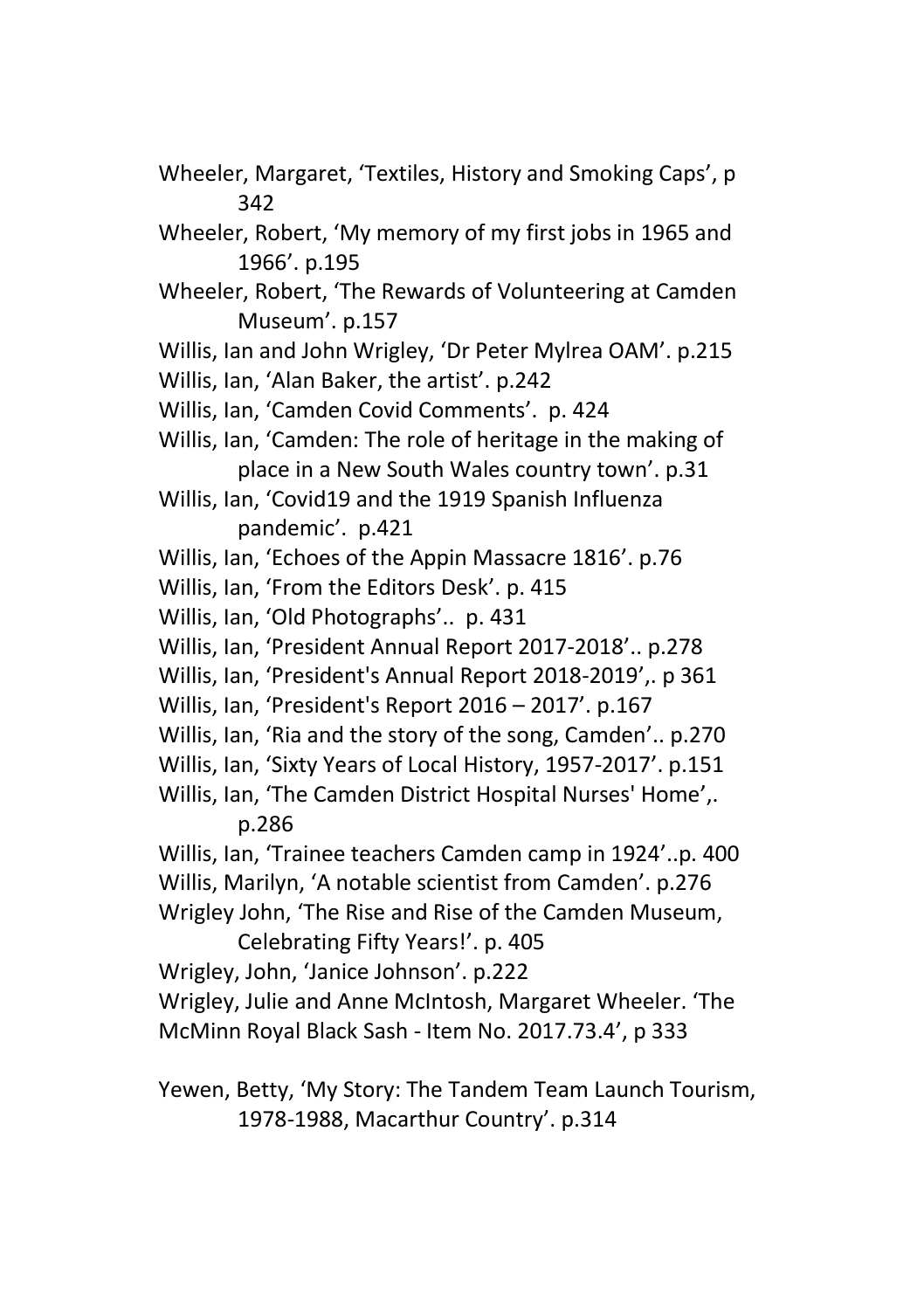Wheeler, Margaret, 'Textiles, History and Smoking Caps', p 342

Wheeler, Robert, 'My memory of my first jobs in 1965 and 1966'. p.195

Wheeler, Robert, 'The Rewards of Volunteering at Camden Museum'. p.157

Willis, Ian and John Wrigley, 'Dr Peter Mylrea OAM'. p.215

Willis, Ian, 'Alan Baker, the artist'. p.242

Willis, Ian, 'Camden Covid Comments'. p. 424

Willis, Ian, 'Camden: The role of heritage in the making of place in a New South Wales country town'. p.31

Willis, Ian, 'Covid19 and the 1919 Spanish Influenza pandemic'. p.421

Willis, Ian, 'Echoes of the Appin Massacre 1816'. p.76

Willis, Ian, 'From the Editors Desk'. p. 415

Willis, Ian, 'Old Photographs'.. p. 431

Willis, Ian, 'President Annual Report 2017-2018'.. p.278

Willis, Ian, 'President's Annual Report 2018-2019',. p 361

Willis, Ian, 'President's Report 2016 – 2017'. p.167

Willis, Ian, 'Ria and the story of the song, Camden'.. p.270

Willis, Ian, 'Sixty Years of Local History, 1957-2017'. p.151

Willis, Ian, 'The Camden District Hospital Nurses' Home',. p.286

Willis, Ian, 'Trainee teachers Camden camp in 1924'..p. 400

Willis, Marilyn, 'A notable scientist from Camden'. p.276

Wrigley John, 'The Rise and Rise of the Camden Museum, Celebrating Fifty Years!'. p. 405

Wrigley, John, 'Janice Johnson'. p.222

Wrigley, Julie and Anne McIntosh, Margaret Wheeler. 'The McMinn Royal Black Sash - Item No. 2017.73.4', p 333

Yewen, Betty, 'My Story: The Tandem Team Launch Tourism, 1978-1988, Macarthur Country'. p.314